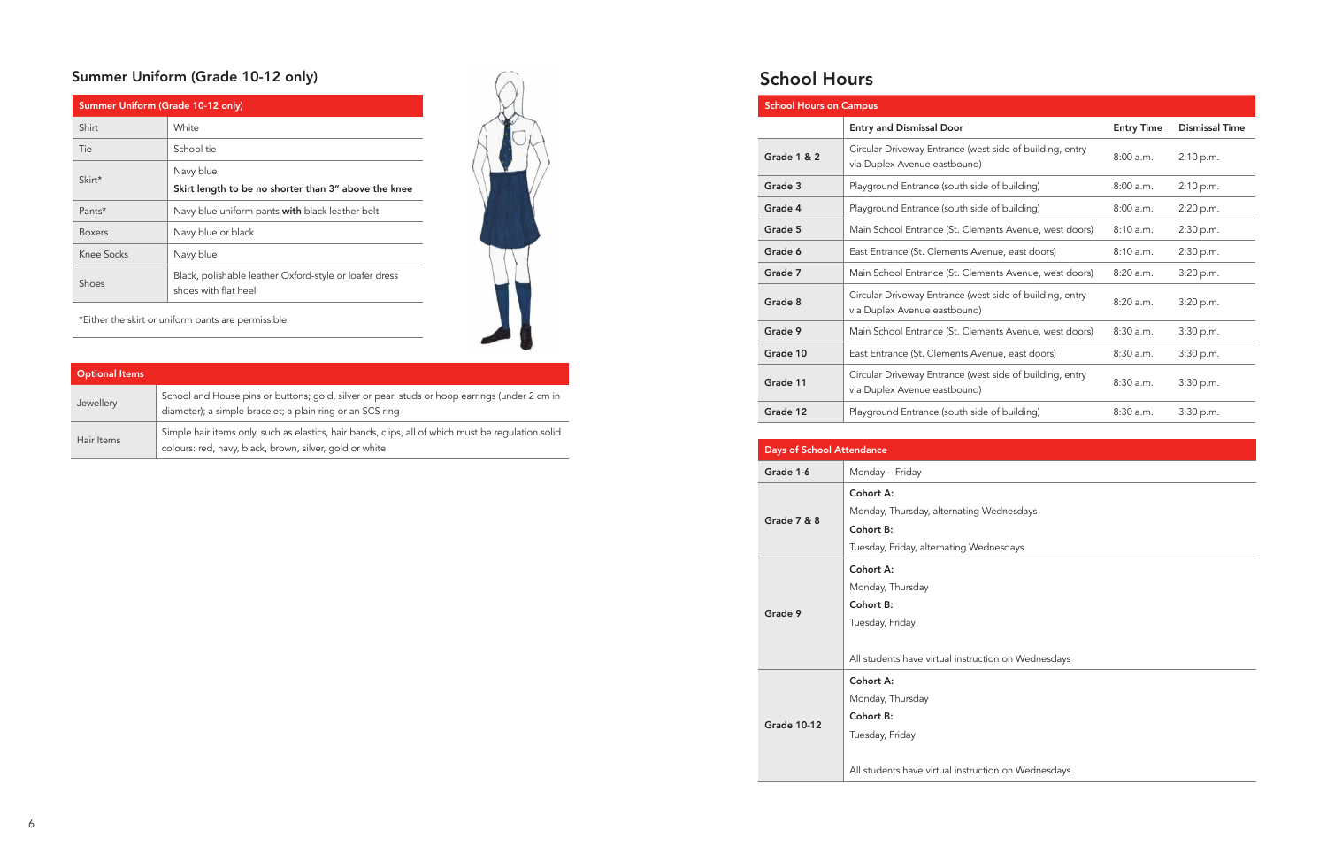## Summer Uniform (Grade 10-12 only)

| Summer Uniform (Grade 10-12 only) | |
|---|---|
| Shirt | White |
| Tie | School tie |
| Skirt* | Navy blue<br>**Skirt length to be no shorter than 3" above the knee** |
| Pants* | Navy blue uniform pants **with** black leather belt |
| Boxers | Navy blue or black |
| Knee Socks | Navy blue |
| Shoes | Black, polishable leather Oxford-style or loafer dress shoes with flat heel |

*Either the skirt or uniform pants are permissible

| Optional Items | |
|---|---|
| Jewellery | School and House pins or buttons; gold, silver or pearl studs or hoop earrings (under 2 cm in diameter); a simple bracelet; a plain ring or an SCS ring |
| Hair Items | Simple hair items only, such as elastics, hair bands, clips, all of which must be regulation solid colours: red, navy, black, brown, silver, gold or white |

# School Hours

| School Hours on Campus | | | |
|---|---|---|---|
| | **Entry and Dismissal Door** | **Entry Time** | **Dismissal Time** |
| **Grade 1 & 2** | Circular Driveway Entrance (west side of building, entry via Duplex Avenue eastbound) | 8:00 a.m. | 2:10 p.m. |
| **Grade 3** | Playground Entrance (south side of building) | 8:00 a.m. | 2:10 p.m. |
| **Grade 4** | Playground Entrance (south side of building) | 8:00 a.m. | 2:20 p.m. |
| **Grade 5** | Main School Entrance (St. Clements Avenue, west doors) | 8:10 a.m. | 2:30 p.m. |
| **Grade 6** | East Entrance (St. Clements Avenue, east doors) | 8:10 a.m. | 2:30 p.m. |
| **Grade 7** | Main School Entrance (St. Clements Avenue, west doors) | 8:20 a.m. | 3:20 p.m. |
| **Grade 8** | Circular Driveway Entrance (west side of building, entry via Duplex Avenue eastbound) | 8:20 a.m. | 3:20 p.m. |
| **Grade 9** | Main School Entrance (St. Clements Avenue, west doors) | 8:30 a.m. | 3:30 p.m. |
| **Grade 10** | East Entrance (St. Clements Avenue, east doors) | 8:30 a.m. | 3:30 p.m. |
| **Grade 11** | Circular Driveway Entrance (west side of building, entry via Duplex Avenue eastbound) | 8:30 a.m. | 3:30 p.m. |
| **Grade 12** | Playground Entrance (south side of building) | 8:30 a.m. | 3:30 p.m. |

| Days of School Attendance | |
|---|---|
| **Grade 1-6** | Monday – Friday |
| **Grade 7 & 8** | **Cohort A:**<br>Monday, Thursday, alternating Wednesdays<br>**Cohort B:**<br>Tuesday, Friday, alternating Wednesdays |
| **Grade 9** | **Cohort A:**<br>Monday, Thursday<br>**Cohort B:**<br>Tuesday, Friday<br><br>All students have virtual instruction on Wednesdays |
| **Grade 10-12** | **Cohort A:**<br>Monday, Thursday<br>**Cohort B:**<br>Tuesday, Friday<br><br>All students have virtual instruction on Wednesdays |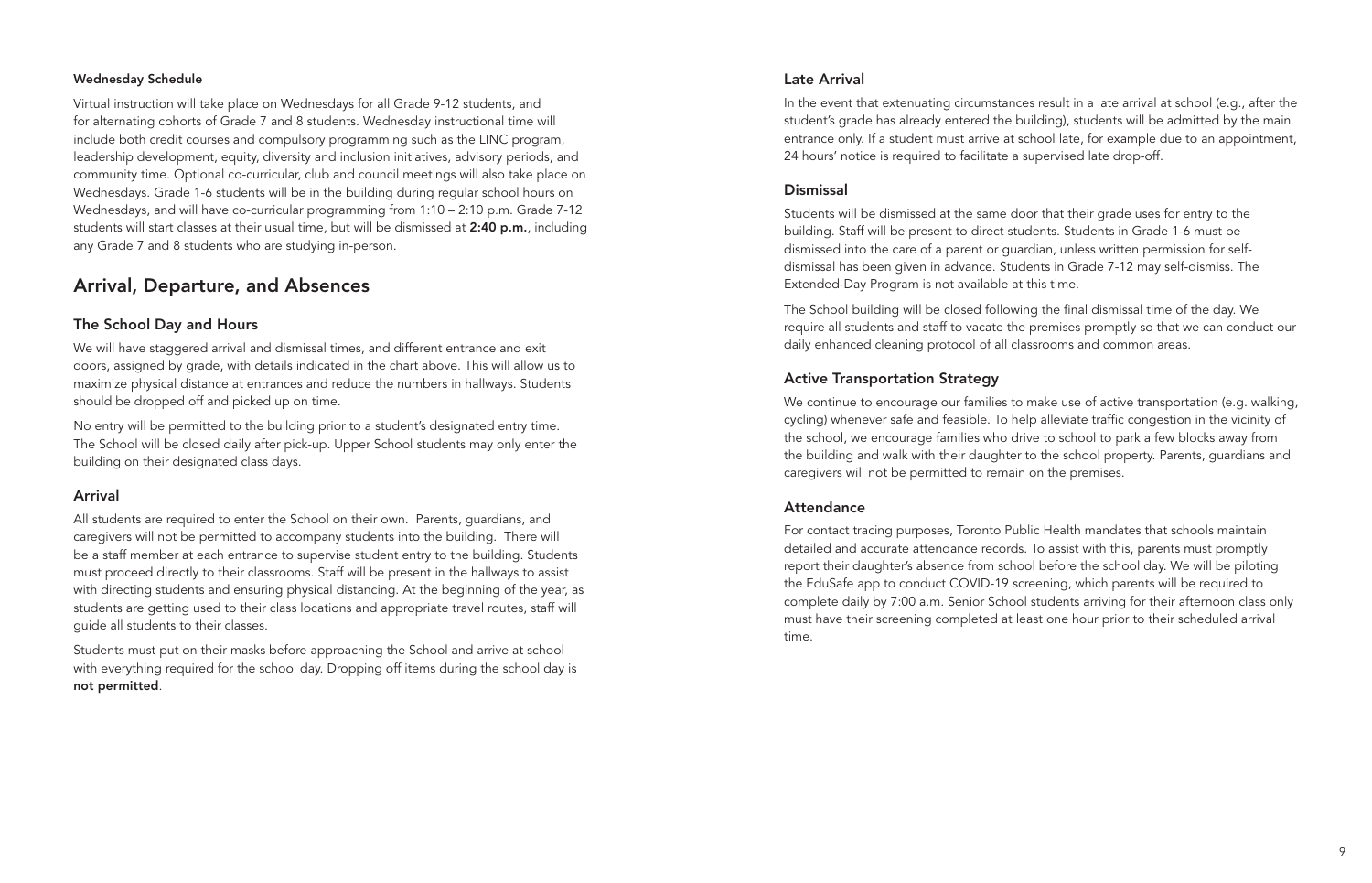#### Wednesday Schedule

Virtual instruction will take place on Wednesdays for all Grade 9-12 students, and for alternating cohorts of Grade 7 and 8 students. Wednesday instructional time will include both credit courses and compulsory programming such as the LINC program, leadership development, equity, diversity and inclusion initiatives, advisory periods, and community time. Optional co-curricular, club and council meetings will also take place on Wednesdays. Grade 1-6 students will be in the building during regular school hours on Wednesdays, and will have co-curricular programming from 1:10 – 2:10 p.m. Grade 7-12 students will start classes at their usual time, but will be dismissed at **2:40 p.m.**, including any Grade 7 and 8 students who are studying in-person.

## Arrival, Departure, and Absences

### The School Day and Hours

We will have staggered arrival and dismissal times, and different entrance and exit doors, assigned by grade, with details indicated in the chart above. This will allow us to maximize physical distance at entrances and reduce the numbers in hallways. Students should be dropped off and picked up on time.

No entry will be permitted to the building prior to a student's designated entry time. The School will be closed daily after pick-up. Upper School students may only enter the building on their designated class days.

### Arrival

All students are required to enter the School on their own. Parents, guardians, and caregivers will not be permitted to accompany students into the building. There will be a staff member at each entrance to supervise student entry to the building. Students must proceed directly to their classrooms. Staff will be present in the hallways to assist with directing students and ensuring physical distancing. At the beginning of the year, as students are getting used to their class locations and appropriate travel routes, staff will guide all students to their classes.

Students must put on their masks before approaching the School and arrive at school with everything required for the school day. Dropping off items during the school day is **not permitted**.

### Late Arrival

In the event that extenuating circumstances result in a late arrival at school (e.g., after the student's grade has already entered the building), students will be admitted by the main entrance only. If a student must arrive at school late, for example due to an appointment, 24 hours' notice is required to facilitate a supervised late drop-off.

### Dismissal

Students will be dismissed at the same door that their grade uses for entry to the building. Staff will be present to direct students. Students in Grade 1-6 must be dismissed into the care of a parent or guardian, unless written permission for self-dismissal has been given in advance. Students in Grade 7-12 may self-dismiss. The Extended-Day Program is not available at this time.

The School building will be closed following the final dismissal time of the day. We require all students and staff to vacate the premises promptly so that we can conduct our daily enhanced cleaning protocol of all classrooms and common areas.

### Active Transportation Strategy

We continue to encourage our families to make use of active transportation (e.g. walking, cycling) whenever safe and feasible. To help alleviate traffic congestion in the vicinity of the school, we encourage families who drive to school to park a few blocks away from the building and walk with their daughter to the school property. Parents, guardians and caregivers will not be permitted to remain on the premises.

### Attendance

For contact tracing purposes, Toronto Public Health mandates that schools maintain detailed and accurate attendance records. To assist with this, parents must promptly report their daughter's absence from school before the school day. We will be piloting the EduSafe app to conduct COVID-19 screening, which parents will be required to complete daily by 7:00 a.m. Senior School students arriving for their afternoon class only must have their screening completed at least one hour prior to their scheduled arrival time.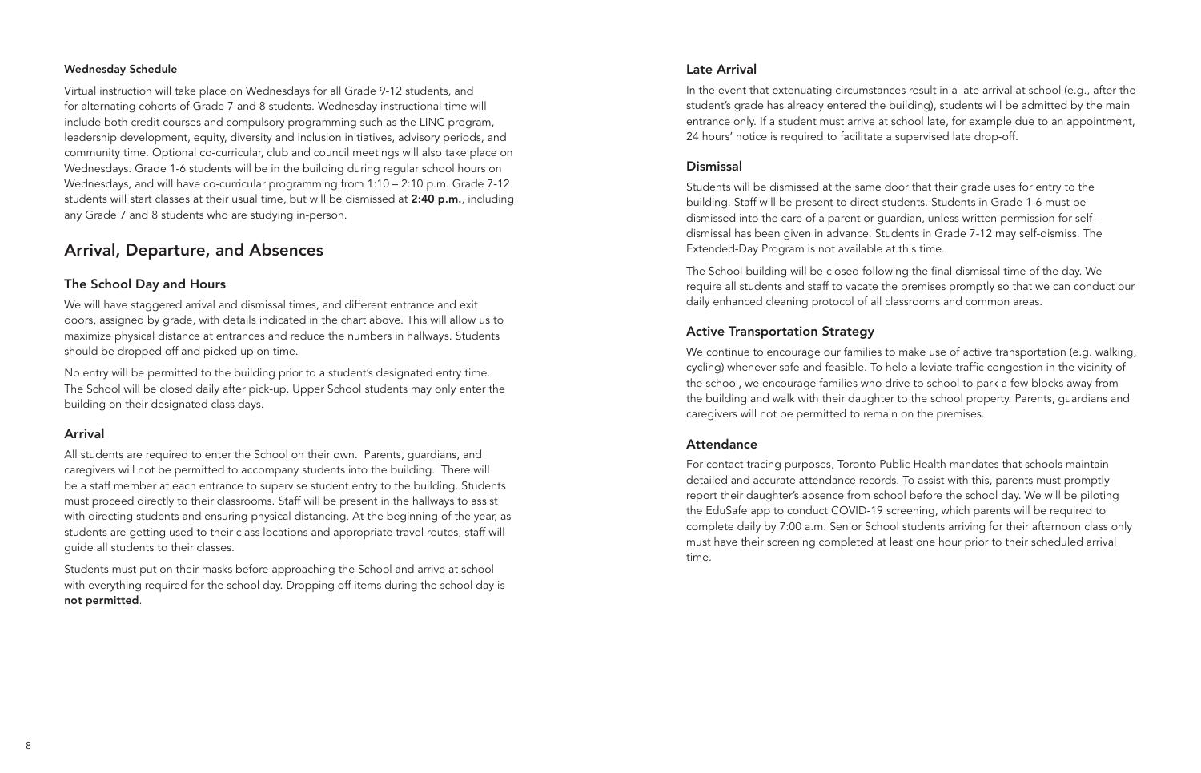#### Wednesday Schedule

Virtual instruction will take place on Wednesdays for all Grade 9-12 students, and for alternating cohorts of Grade 7 and 8 students. Wednesday instructional time will include both credit courses and compulsory programming such as the LINC program, leadership development, equity, diversity and inclusion initiatives, advisory periods, and community time. Optional co-curricular, club and council meetings will also take place on Wednesdays. Grade 1-6 students will be in the building during regular school hours on Wednesdays, and will have co-curricular programming from 1:10 – 2:10 p.m. Grade 7-12 students will start classes at their usual time, but will be dismissed at **2:40 p.m.**, including any Grade 7 and 8 students who are studying in-person.

## Arrival, Departure, and Absences

### The School Day and Hours

We will have staggered arrival and dismissal times, and different entrance and exit doors, assigned by grade, with details indicated in the chart above. This will allow us to maximize physical distance at entrances and reduce the numbers in hallways. Students should be dropped off and picked up on time.

No entry will be permitted to the building prior to a student's designated entry time. The School will be closed daily after pick-up. Upper School students may only enter the building on their designated class days.

### Arrival

All students are required to enter the School on their own. Parents, guardians, and caregivers will not be permitted to accompany students into the building. There will be a staff member at each entrance to supervise student entry to the building. Students must proceed directly to their classrooms. Staff will be present in the hallways to assist with directing students and ensuring physical distancing. At the beginning of the year, as students are getting used to their class locations and appropriate travel routes, staff will guide all students to their classes.

Students must put on their masks before approaching the School and arrive at school with everything required for the school day. Dropping off items during the school day is **not permitted**.

### Late Arrival

In the event that extenuating circumstances result in a late arrival at school (e.g., after the student's grade has already entered the building), students will be admitted by the main entrance only. If a student must arrive at school late, for example due to an appointment, 24 hours' notice is required to facilitate a supervised late drop-off.

### Dismissal

Students will be dismissed at the same door that their grade uses for entry to the building. Staff will be present to direct students. Students in Grade 1-6 must be dismissed into the care of a parent or guardian, unless written permission for self-dismissal has been given in advance. Students in Grade 7-12 may self-dismiss. The Extended-Day Program is not available at this time.

The School building will be closed following the final dismissal time of the day. We require all students and staff to vacate the premises promptly so that we can conduct our daily enhanced cleaning protocol of all classrooms and common areas.

### Active Transportation Strategy

We continue to encourage our families to make use of active transportation (e.g. walking, cycling) whenever safe and feasible. To help alleviate traffic congestion in the vicinity of the school, we encourage families who drive to school to park a few blocks away from the building and walk with their daughter to the school property. Parents, guardians and caregivers will not be permitted to remain on the premises.

### Attendance

For contact tracing purposes, Toronto Public Health mandates that schools maintain detailed and accurate attendance records. To assist with this, parents must promptly report their daughter's absence from school before the school day. We will be piloting the EduSafe app to conduct COVID-19 screening, which parents will be required to complete daily by 7:00 a.m. Senior School students arriving for their afternoon class only must have their screening completed at least one hour prior to their scheduled arrival time.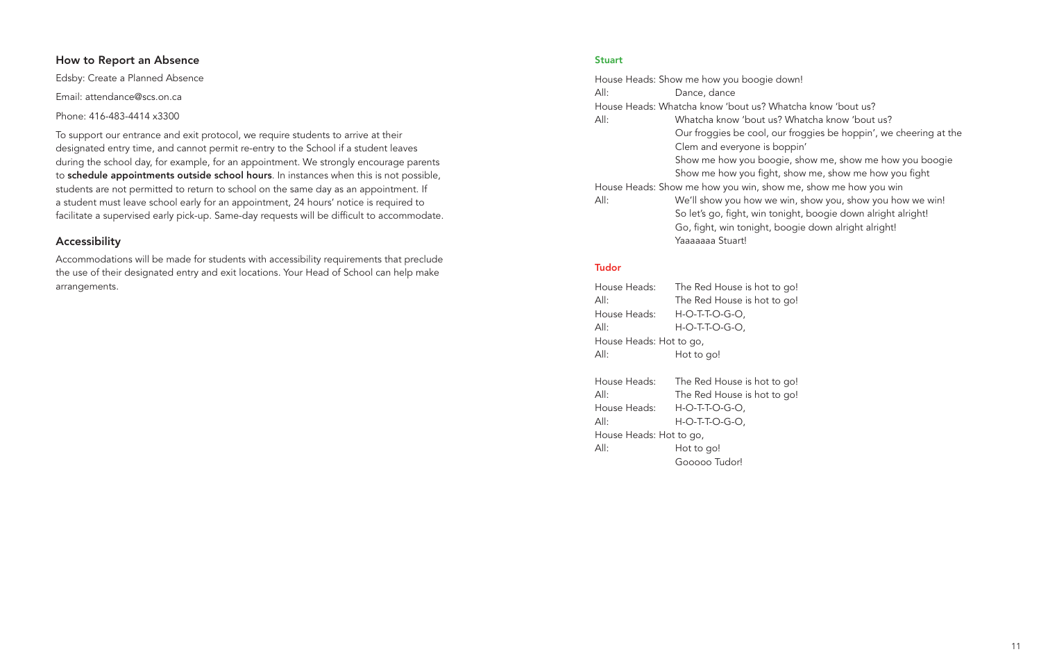## How to Report an Absence

Edsby: Create a Planned Absence

Email: attendance@scs.on.ca

Phone: 416-483-4414 x3300

To support our entrance and exit protocol, we require students to arrive at their designated entry time, and cannot permit re-entry to the School if a student leaves during the school day, for example, for an appointment. We strongly encourage parents to **schedule appointments outside school hours**. In instances when this is not possible, students are not permitted to return to school on the same day as an appointment. If a student must leave school early for an appointment, 24 hours' notice is required to facilitate a supervised early pick-up. Same-day requests will be difficult to accommodate.

## Accessibility

Accommodations will be made for students with accessibility requirements that preclude the use of their designated entry and exit locations. Your Head of School can help make arrangements.

### Stuart

House Heads: Show me how you boogie down!
All: Dance, dance
House Heads: Whatcha know 'bout us? Whatcha know 'bout us?
All: Whatcha know 'bout us? Whatcha know 'bout us?
Our froggies be cool, our froggies be hoppin', we cheering at the Clem and everyone is boppin'
Show me how you boogie, show me, show me how you boogie
Show me how you fight, show me, show me how you fight
House Heads: Show me how you win, show me, show me how you win
All: We'll show you how we win, show you, show you how we win!
So let's go, fight, win tonight, boogie down alright alright!
Go, fight, win tonight, boogie down alright alright!
Yaaaaaaa Stuart!

### Tudor

House Heads: The Red House is hot to go!
All: The Red House is hot to go!
House Heads: H-O-T-T-O-G-O,
All: H-O-T-T-O-G-O,
House Heads: Hot to go,
All: Hot to go!

House Heads: The Red House is hot to go!
All: The Red House is hot to go!
House Heads: H-O-T-T-O-G-O,
All: H-O-T-T-O-G-O,
House Heads: Hot to go,
All: Hot to go!
Gooooo Tudor!